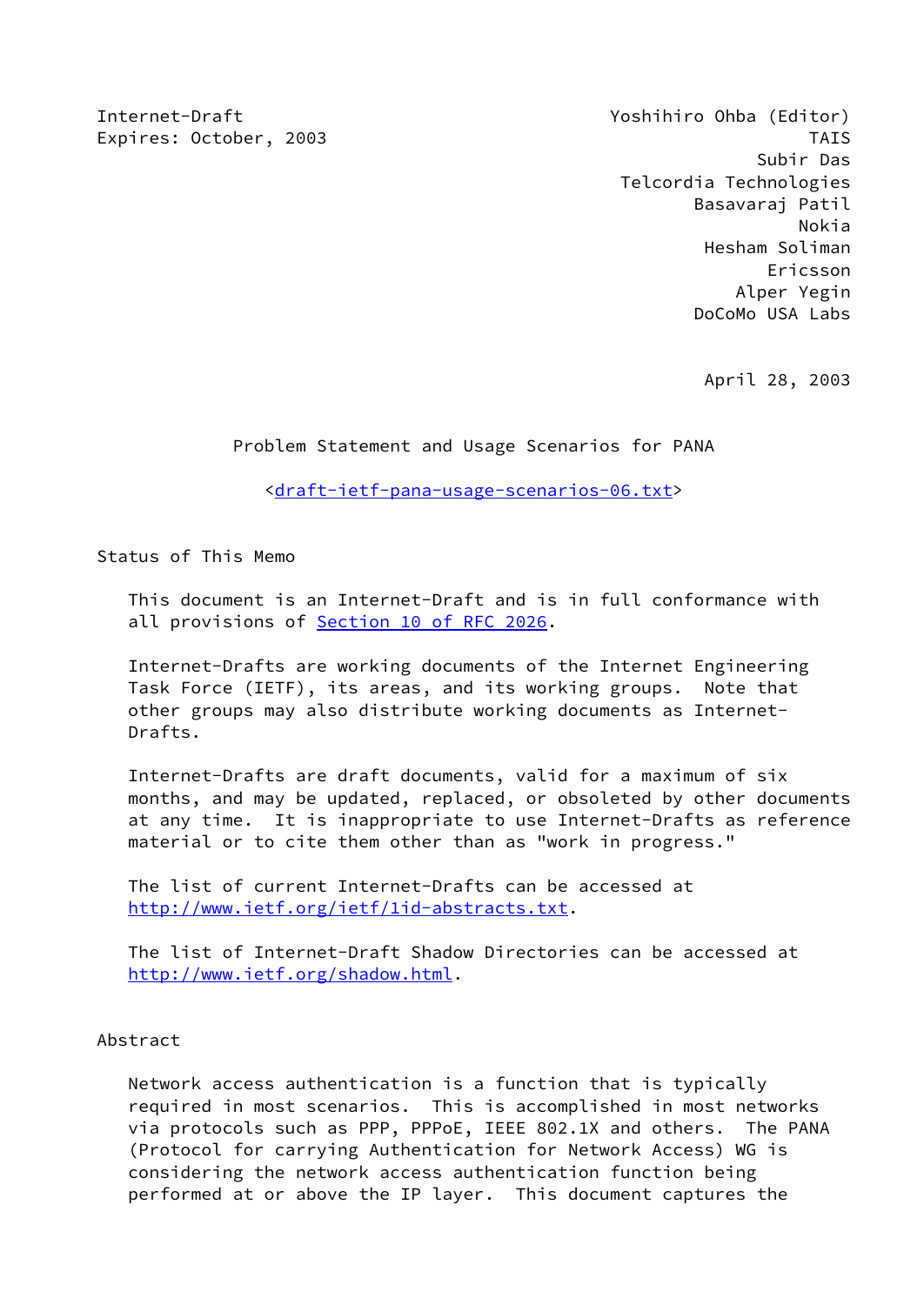Internet-Draft
Expires: October, 2003

Yoshihiro Ohba (Editor)
TAIS
Subir Das
Telcordia Technologies
Basavaraj Patil
Nokia
Hesham Soliman
Ericsson
Alper Yegin
DoCoMo USA Labs

April 28, 2003

# Problem Statement and Usage Scenarios for PANA

<draft-ietf-pana-usage-scenarios-06.txt>

## Status of This Memo

This document is an Internet-Draft and is in full conformance with all provisions of Section 10 of RFC 2026.

Internet-Drafts are working documents of the Internet Engineering Task Force (IETF), its areas, and its working groups. Note that other groups may also distribute working documents as Internet-Drafts.

Internet-Drafts are draft documents, valid for a maximum of six months, and may be updated, replaced, or obsoleted by other documents at any time. It is inappropriate to use Internet-Drafts as reference material or to cite them other than as "work in progress."

The list of current Internet-Drafts can be accessed at http://www.ietf.org/ietf/1id-abstracts.txt.

The list of Internet-Draft Shadow Directories can be accessed at http://www.ietf.org/shadow.html.

## Abstract

Network access authentication is a function that is typically required in most scenarios. This is accomplished in most networks via protocols such as PPP, PPPoE, IEEE 802.1X and others. The PANA (Protocol for carrying Authentication for Network Access) WG is considering the network access authentication function being performed at or above the IP layer. This document captures the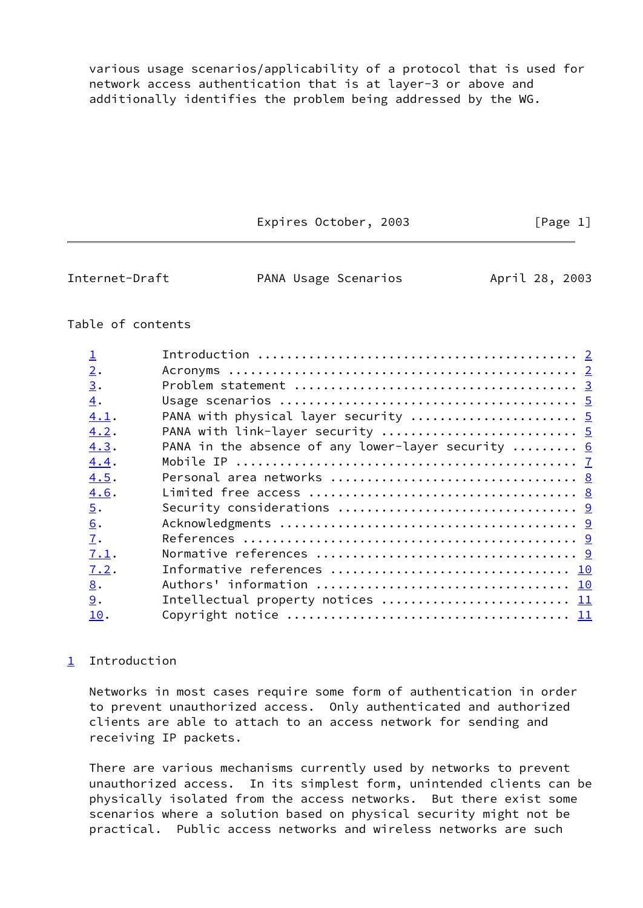various usage scenarios/applicability of a protocol that is used for network access authentication that is at layer-3 or above and additionally identifies the problem being addressed by the WG.

## Table of contents

| | | |
|---|---|---|
| 1 | Introduction | 2 |
| 2. | Acronyms | 2 |
| 3. | Problem statement | 3 |
| 4. | Usage scenarios | 5 |
| 4.1. | PANA with physical layer security | 5 |
| 4.2. | PANA with link-layer security | 5 |
| 4.3. | PANA in the absence of any lower-layer security | 6 |
| 4.4. | Mobile IP | 7 |
| 4.5. | Personal area networks | 8 |
| 4.6. | Limited free access | 8 |
| 5. | Security considerations | 9 |
| 6. | Acknowledgments | 9 |
| 7. | References | 9 |
| 7.1. | Normative references | 9 |
| 7.2. | Informative references | 10 |
| 8. | Authors' information | 10 |
| 9. | Intellectual property notices | 11 |
| 10. | Copyright notice | 11 |

## 1 Introduction

Networks in most cases require some form of authentication in order to prevent unauthorized access. Only authenticated and authorized clients are able to attach to an access network for sending and receiving IP packets.

There are various mechanisms currently used by networks to prevent unauthorized access. In its simplest form, unintended clients can be physically isolated from the access networks. But there exist some scenarios where a solution based on physical security might not be practical. Public access networks and wireless networks are such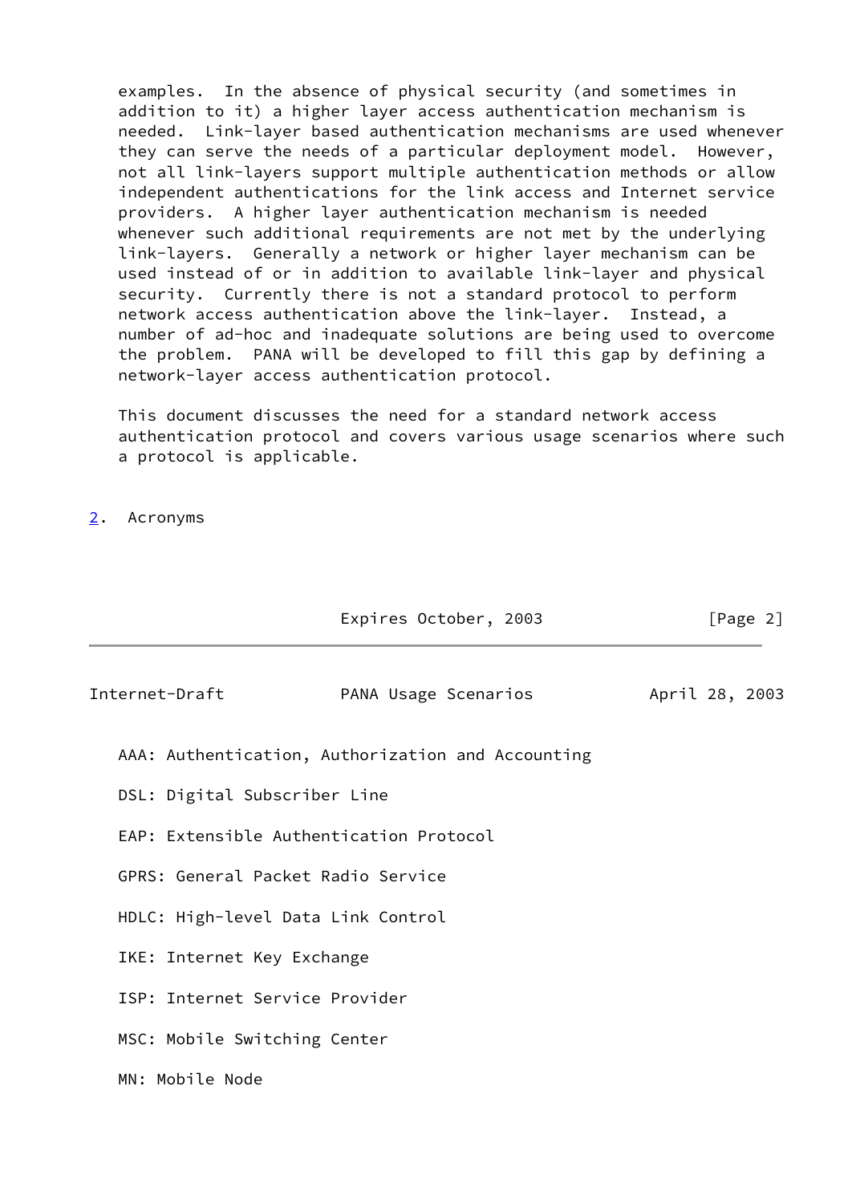examples. In the absence of physical security (and sometimes in addition to it) a higher layer access authentication mechanism is needed. Link-layer based authentication mechanisms are used whenever they can serve the needs of a particular deployment model. However, not all link-layers support multiple authentication methods or allow independent authentications for the link access and Internet service providers. A higher layer authentication mechanism is needed whenever such additional requirements are not met by the underlying link-layers. Generally a network or higher layer mechanism can be used instead of or in addition to available link-layer and physical security. Currently there is not a standard protocol to perform network access authentication above the link-layer. Instead, a number of ad-hoc and inadequate solutions are being used to overcome the problem. PANA will be developed to fill this gap by defining a network-layer access authentication protocol.

This document discusses the need for a standard network access authentication protocol and covers various usage scenarios where such a protocol is applicable.

## 2. Acronyms

AAA: Authentication, Authorization and Accounting

DSL: Digital Subscriber Line

EAP: Extensible Authentication Protocol

GPRS: General Packet Radio Service

HDLC: High-level Data Link Control

IKE: Internet Key Exchange

ISP: Internet Service Provider

MSC: Mobile Switching Center

MN: Mobile Node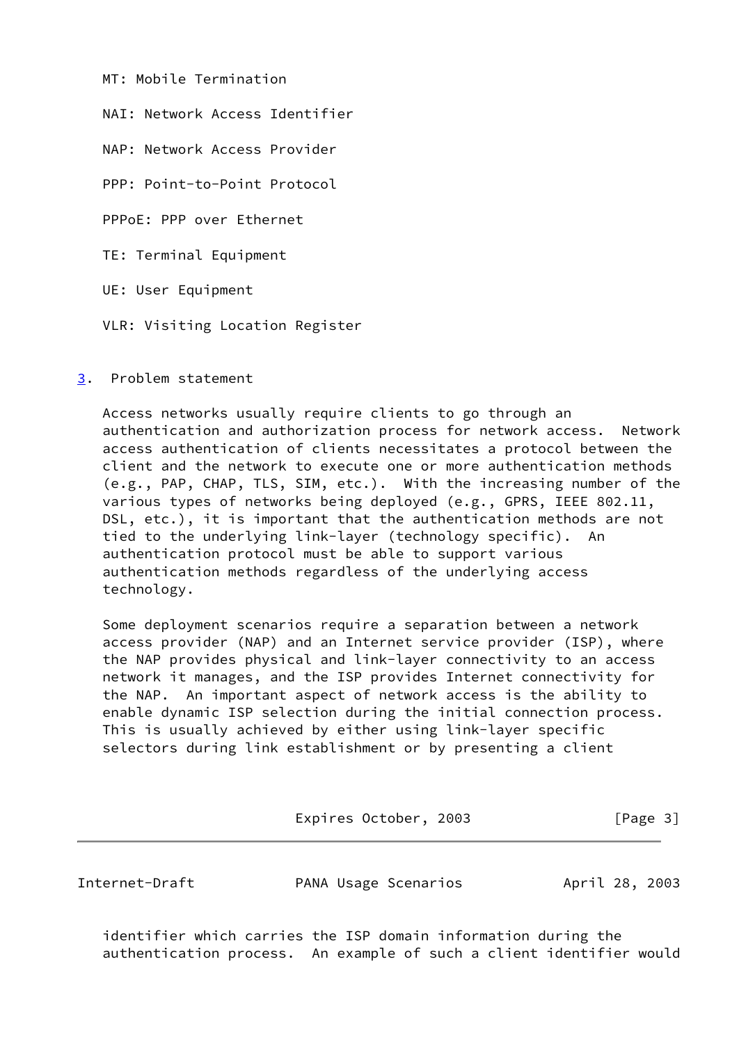MT: Mobile Termination

NAI: Network Access Identifier

NAP: Network Access Provider

PPP: Point-to-Point Protocol

PPPoE: PPP over Ethernet

TE: Terminal Equipment

UE: User Equipment

VLR: Visiting Location Register

## 3. Problem statement

Access networks usually require clients to go through an authentication and authorization process for network access. Network access authentication of clients necessitates a protocol between the client and the network to execute one or more authentication methods (e.g., PAP, CHAP, TLS, SIM, etc.). With the increasing number of the various types of networks being deployed (e.g., GPRS, IEEE 802.11, DSL, etc.), it is important that the authentication methods are not tied to the underlying link-layer (technology specific). An authentication protocol must be able to support various authentication methods regardless of the underlying access technology.

Some deployment scenarios require a separation between a network access provider (NAP) and an Internet service provider (ISP), where the NAP provides physical and link-layer connectivity to an access network it manages, and the ISP provides Internet connectivity for the NAP. An important aspect of network access is the ability to enable dynamic ISP selection during the initial connection process. This is usually achieved by either using link-layer specific selectors during link establishment or by presenting a client identifier which carries the ISP domain information during the authentication process. An example of such a client identifier would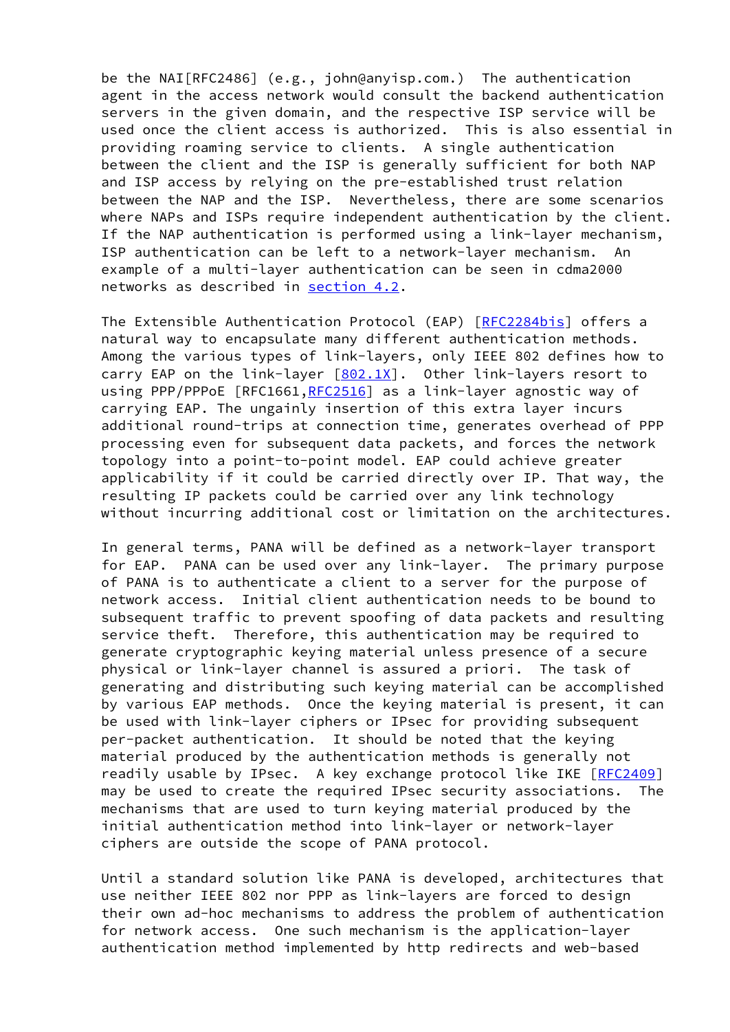be the NAI[RFC2486] (e.g., john@anyisp.com.) The authentication agent in the access network would consult the backend authentication servers in the given domain, and the respective ISP service will be used once the client access is authorized. This is also essential in providing roaming service to clients. A single authentication between the client and the ISP is generally sufficient for both NAP and ISP access by relying on the pre-established trust relation between the NAP and the ISP. Nevertheless, there are some scenarios where NAPs and ISPs require independent authentication by the client. If the NAP authentication is performed using a link-layer mechanism, ISP authentication can be left to a network-layer mechanism. An example of a multi-layer authentication can be seen in cdma2000 networks as described in section 4.2.

The Extensible Authentication Protocol (EAP) [RFC2284bis] offers a natural way to encapsulate many different authentication methods. Among the various types of link-layers, only IEEE 802 defines how to carry EAP on the link-layer [802.1X]. Other link-layers resort to using PPP/PPPoE [RFC1661,RFC2516] as a link-layer agnostic way of carrying EAP. The ungainly insertion of this extra layer incurs additional round-trips at connection time, generates overhead of PPP processing even for subsequent data packets, and forces the network topology into a point-to-point model. EAP could achieve greater applicability if it could be carried directly over IP. That way, the resulting IP packets could be carried over any link technology without incurring additional cost or limitation on the architectures.

In general terms, PANA will be defined as a network-layer transport for EAP. PANA can be used over any link-layer. The primary purpose of PANA is to authenticate a client to a server for the purpose of network access. Initial client authentication needs to be bound to subsequent traffic to prevent spoofing of data packets and resulting service theft. Therefore, this authentication may be required to generate cryptographic keying material unless presence of a secure physical or link-layer channel is assured a priori. The task of generating and distributing such keying material can be accomplished by various EAP methods. Once the keying material is present, it can be used with link-layer ciphers or IPsec for providing subsequent per-packet authentication. It should be noted that the keying material produced by the authentication methods is generally not readily usable by IPsec. A key exchange protocol like IKE [RFC2409] may be used to create the required IPsec security associations. The mechanisms that are used to turn keying material produced by the initial authentication method into link-layer or network-layer ciphers are outside the scope of PANA protocol.

Until a standard solution like PANA is developed, architectures that use neither IEEE 802 nor PPP as link-layers are forced to design their own ad-hoc mechanisms to address the problem of authentication for network access. One such mechanism is the application-layer authentication method implemented by http redirects and web-based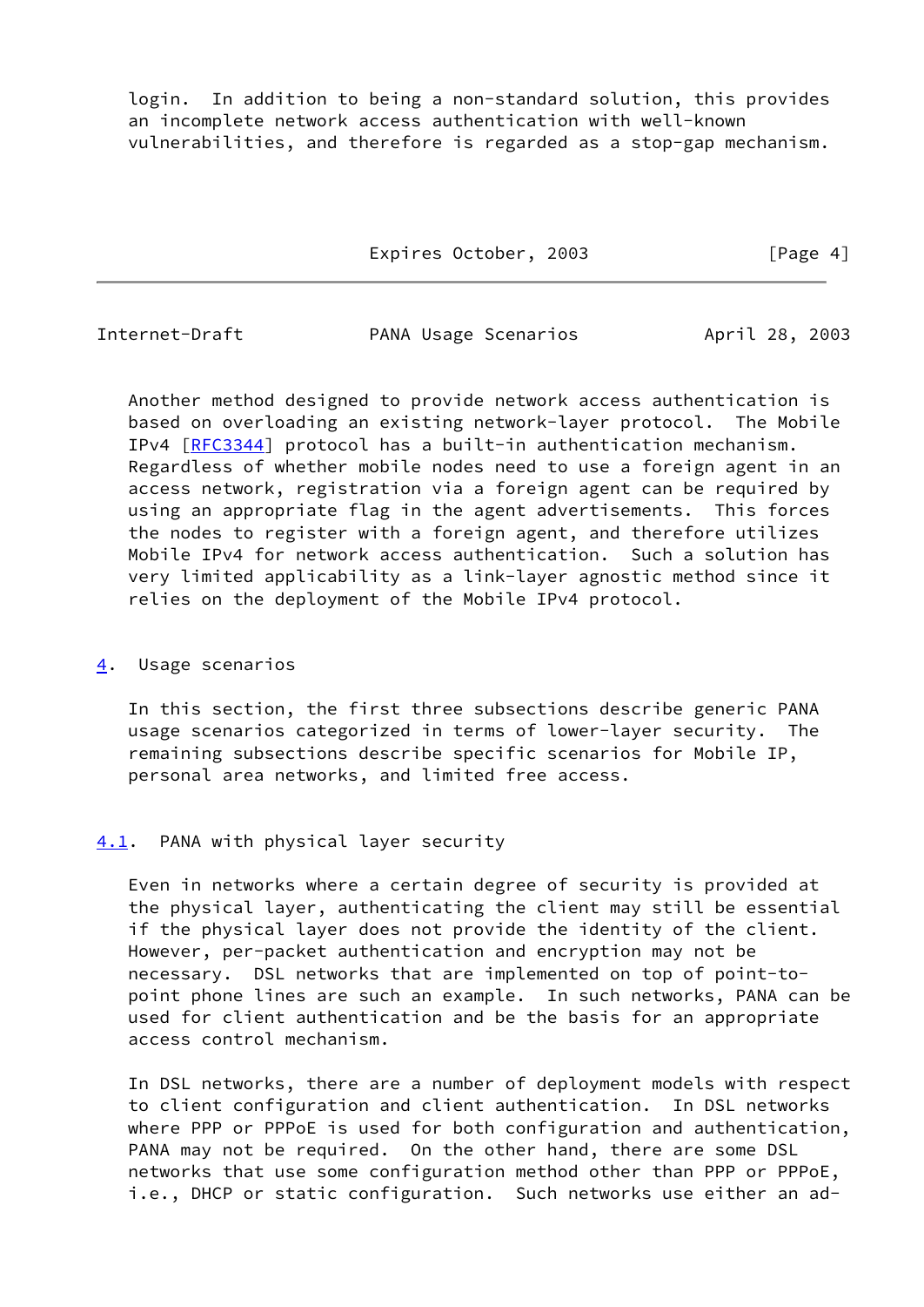login. In addition to being a non-standard solution, this provides an incomplete network access authentication with well-known vulnerabilities, and therefore is regarded as a stop-gap mechanism.

Another method designed to provide network access authentication is based on overloading an existing network-layer protocol. The Mobile IPv4 [RFC3344] protocol has a built-in authentication mechanism. Regardless of whether mobile nodes need to use a foreign agent in an access network, registration via a foreign agent can be required by using an appropriate flag in the agent advertisements. This forces the nodes to register with a foreign agent, and therefore utilizes Mobile IPv4 for network access authentication. Such a solution has very limited applicability as a link-layer agnostic method since it relies on the deployment of the Mobile IPv4 protocol.

## 4. Usage scenarios

In this section, the first three subsections describe generic PANA usage scenarios categorized in terms of lower-layer security. The remaining subsections describe specific scenarios for Mobile IP, personal area networks, and limited free access.

### 4.1. PANA with physical layer security

Even in networks where a certain degree of security is provided at the physical layer, authenticating the client may still be essential if the physical layer does not provide the identity of the client. However, per-packet authentication and encryption may not be necessary. DSL networks that are implemented on top of point-to-point phone lines are such an example. In such networks, PANA can be used for client authentication and be the basis for an appropriate access control mechanism.

In DSL networks, there are a number of deployment models with respect to client configuration and client authentication. In DSL networks where PPP or PPPoE is used for both configuration and authentication, PANA may not be required. On the other hand, there are some DSL networks that use some configuration method other than PPP or PPPoE, i.e., DHCP or static configuration. Such networks use either an ad-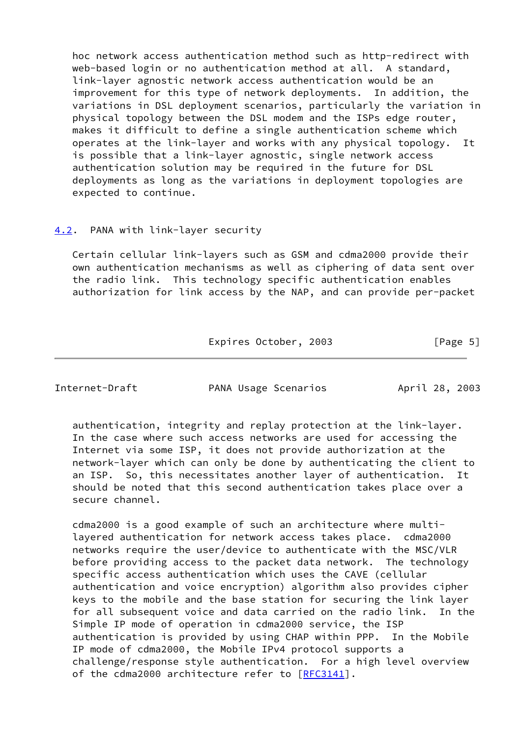hoc network access authentication method such as http-redirect with web-based login or no authentication method at all. A standard, link-layer agnostic network access authentication would be an improvement for this type of network deployments. In addition, the variations in DSL deployment scenarios, particularly the variation in physical topology between the DSL modem and the ISPs edge router, makes it difficult to define a single authentication scheme which operates at the link-layer and works with any physical topology. It is possible that a link-layer agnostic, single network access authentication solution may be required in the future for DSL deployments as long as the variations in deployment topologies are expected to continue.

### 4.2. PANA with link-layer security

Certain cellular link-layers such as GSM and cdma2000 provide their own authentication mechanisms as well as ciphering of data sent over the radio link. This technology specific authentication enables authorization for link access by the NAP, and can provide per-packet authentication, integrity and replay protection at the link-layer. In the case where such access networks are used for accessing the Internet via some ISP, it does not provide authorization at the network-layer which can only be done by authenticating the client to an ISP. So, this necessitates another layer of authentication. It should be noted that this second authentication takes place over a secure channel.

cdma2000 is a good example of such an architecture where multi-layered authentication for network access takes place. cdma2000 networks require the user/device to authenticate with the MSC/VLR before providing access to the packet data network. The technology specific access authentication which uses the CAVE (cellular authentication and voice encryption) algorithm also provides cipher keys to the mobile and the base station for securing the link layer for all subsequent voice and data carried on the radio link. In the Simple IP mode of operation in cdma2000 service, the ISP authentication is provided by using CHAP within PPP. In the Mobile IP mode of cdma2000, the Mobile IPv4 protocol supports a challenge/response style authentication. For a high level overview of the cdma2000 architecture refer to [RFC3141].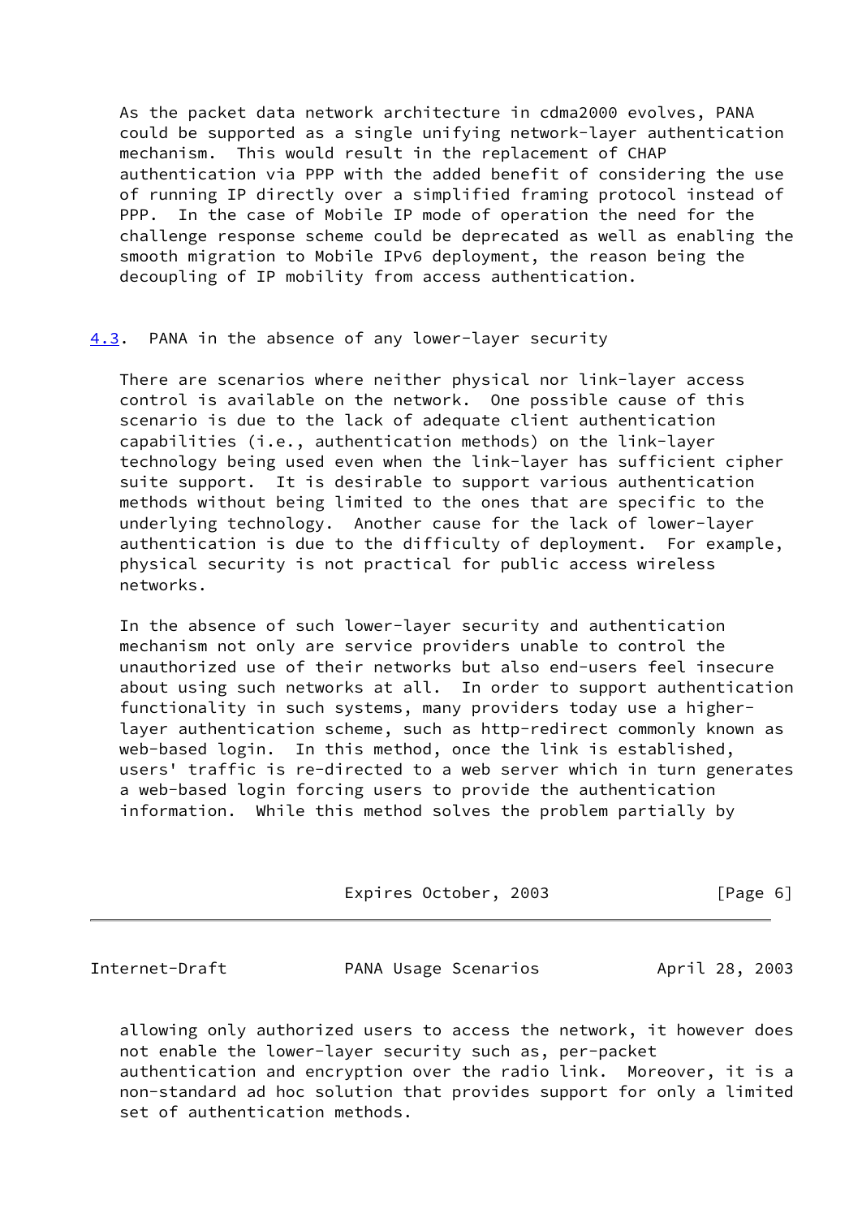As the packet data network architecture in cdma2000 evolves, PANA could be supported as a single unifying network-layer authentication mechanism. This would result in the replacement of CHAP authentication via PPP with the added benefit of considering the use of running IP directly over a simplified framing protocol instead of PPP. In the case of Mobile IP mode of operation the need for the challenge response scheme could be deprecated as well as enabling the smooth migration to Mobile IPv6 deployment, the reason being the decoupling of IP mobility from access authentication.

### 4.3. PANA in the absence of any lower-layer security

There are scenarios where neither physical nor link-layer access control is available on the network. One possible cause of this scenario is due to the lack of adequate client authentication capabilities (i.e., authentication methods) on the link-layer technology being used even when the link-layer has sufficient cipher suite support. It is desirable to support various authentication methods without being limited to the ones that are specific to the underlying technology. Another cause for the lack of lower-layer authentication is due to the difficulty of deployment. For example, physical security is not practical for public access wireless networks.

In the absence of such lower-layer security and authentication mechanism not only are service providers unable to control the unauthorized use of their networks but also end-users feel insecure about using such networks at all. In order to support authentication functionality in such systems, many providers today use a higher-layer authentication scheme, such as http-redirect commonly known as web-based login. In this method, once the link is established, users' traffic is re-directed to a web server which in turn generates a web-based login forcing users to provide the authentication information. While this method solves the problem partially by allowing only authorized users to access the network, it however does not enable the lower-layer security such as, per-packet authentication and encryption over the radio link. Moreover, it is a non-standard ad hoc solution that provides support for only a limited set of authentication methods.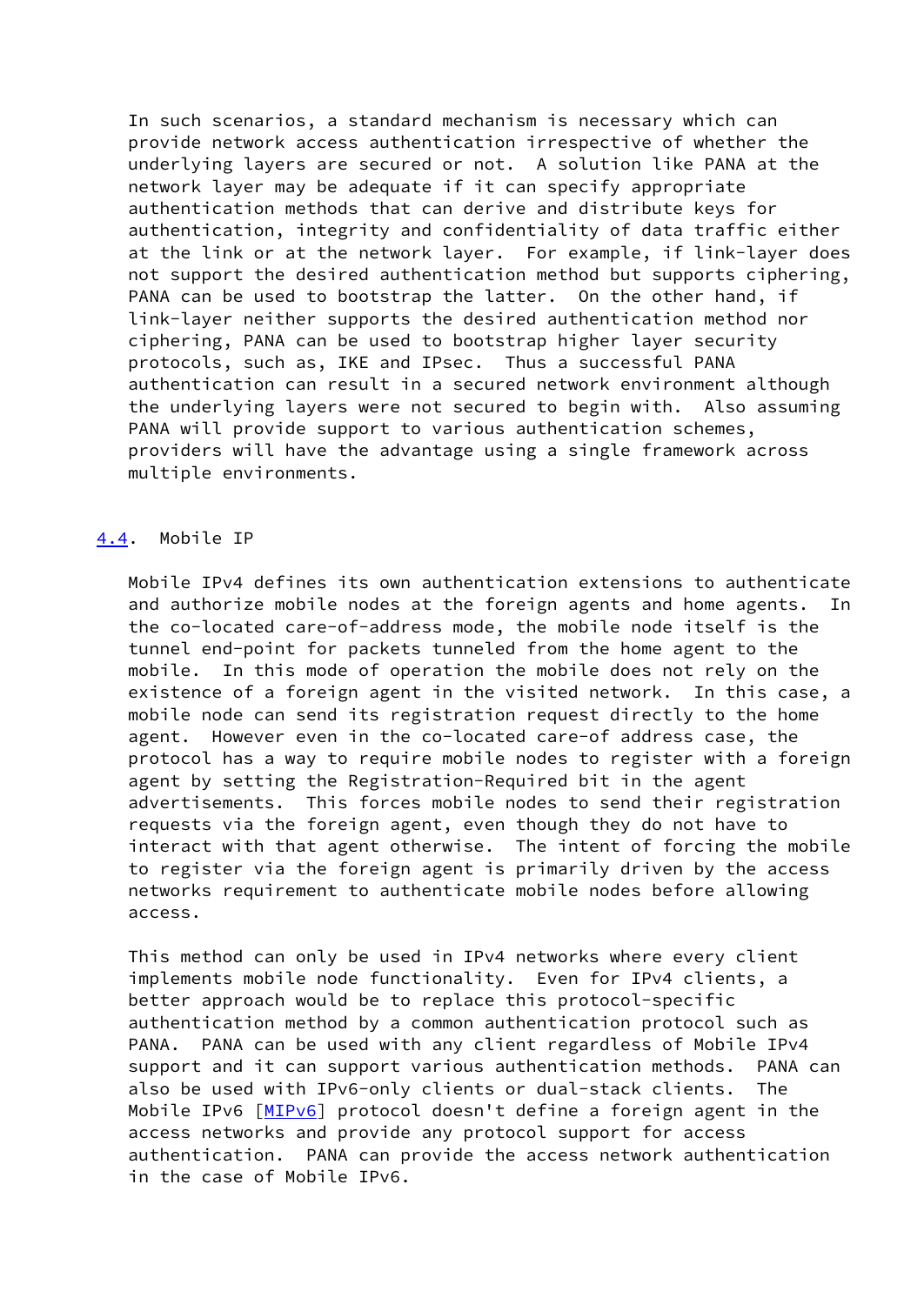In such scenarios, a standard mechanism is necessary which can provide network access authentication irrespective of whether the underlying layers are secured or not. A solution like PANA at the network layer may be adequate if it can specify appropriate authentication methods that can derive and distribute keys for authentication, integrity and confidentiality of data traffic either at the link or at the network layer. For example, if link-layer does not support the desired authentication method but supports ciphering, PANA can be used to bootstrap the latter. On the other hand, if link-layer neither supports the desired authentication method nor ciphering, PANA can be used to bootstrap higher layer security protocols, such as, IKE and IPsec. Thus a successful PANA authentication can result in a secured network environment although the underlying layers were not secured to begin with. Also assuming PANA will provide support to various authentication schemes, providers will have the advantage using a single framework across multiple environments.

### 4.4. Mobile IP

Mobile IPv4 defines its own authentication extensions to authenticate and authorize mobile nodes at the foreign agents and home agents. In the co-located care-of-address mode, the mobile node itself is the tunnel end-point for packets tunneled from the home agent to the mobile. In this mode of operation the mobile does not rely on the existence of a foreign agent in the visited network. In this case, a mobile node can send its registration request directly to the home agent. However even in the co-located care-of address case, the protocol has a way to require mobile nodes to register with a foreign agent by setting the Registration-Required bit in the agent advertisements. This forces mobile nodes to send their registration requests via the foreign agent, even though they do not have to interact with that agent otherwise. The intent of forcing the mobile to register via the foreign agent is primarily driven by the access networks requirement to authenticate mobile nodes before allowing access.

This method can only be used in IPv4 networks where every client implements mobile node functionality. Even for IPv4 clients, a better approach would be to replace this protocol-specific authentication method by a common authentication protocol such as PANA. PANA can be used with any client regardless of Mobile IPv4 support and it can support various authentication methods. PANA can also be used with IPv6-only clients or dual-stack clients. The Mobile IPv6 [MIPv6] protocol doesn't define a foreign agent in the access networks and provide any protocol support for access authentication. PANA can provide the access network authentication in the case of Mobile IPv6.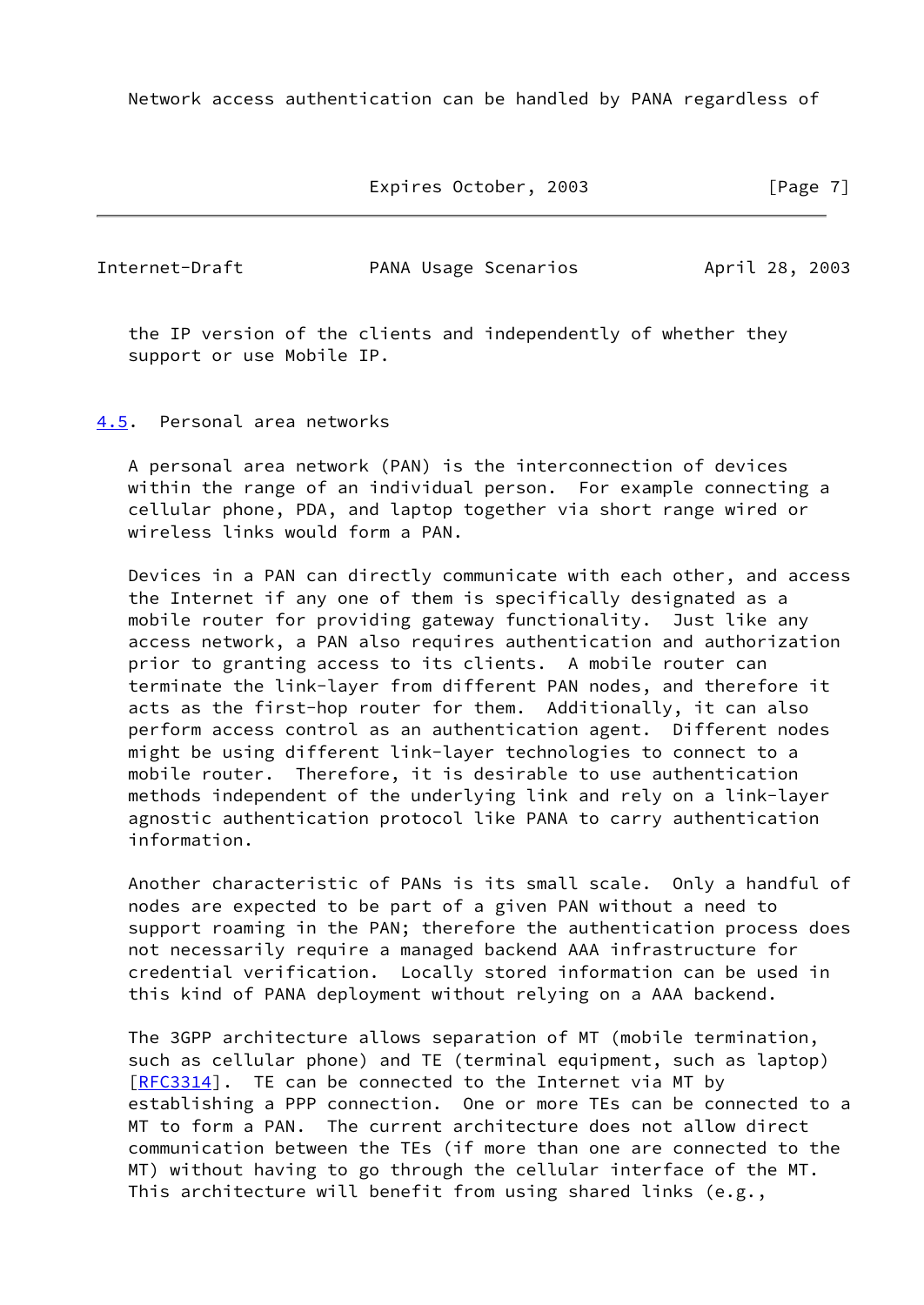Network access authentication can be handled by PANA regardless of the IP version of the clients and independently of whether they support or use Mobile IP.

### 4.5. Personal area networks

A personal area network (PAN) is the interconnection of devices within the range of an individual person. For example connecting a cellular phone, PDA, and laptop together via short range wired or wireless links would form a PAN.

Devices in a PAN can directly communicate with each other, and access the Internet if any one of them is specifically designated as a mobile router for providing gateway functionality. Just like any access network, a PAN also requires authentication and authorization prior to granting access to its clients. A mobile router can terminate the link-layer from different PAN nodes, and therefore it acts as the first-hop router for them. Additionally, it can also perform access control as an authentication agent. Different nodes might be using different link-layer technologies to connect to a mobile router. Therefore, it is desirable to use authentication methods independent of the underlying link and rely on a link-layer agnostic authentication protocol like PANA to carry authentication information.

Another characteristic of PANs is its small scale. Only a handful of nodes are expected to be part of a given PAN without a need to support roaming in the PAN; therefore the authentication process does not necessarily require a managed backend AAA infrastructure for credential verification. Locally stored information can be used in this kind of PANA deployment without relying on a AAA backend.

The 3GPP architecture allows separation of MT (mobile termination, such as cellular phone) and TE (terminal equipment, such as laptop) [RFC3314]. TE can be connected to the Internet via MT by establishing a PPP connection. One or more TEs can be connected to a MT to form a PAN. The current architecture does not allow direct communication between the TEs (if more than one are connected to the MT) without having to go through the cellular interface of the MT. This architecture will benefit from using shared links (e.g.,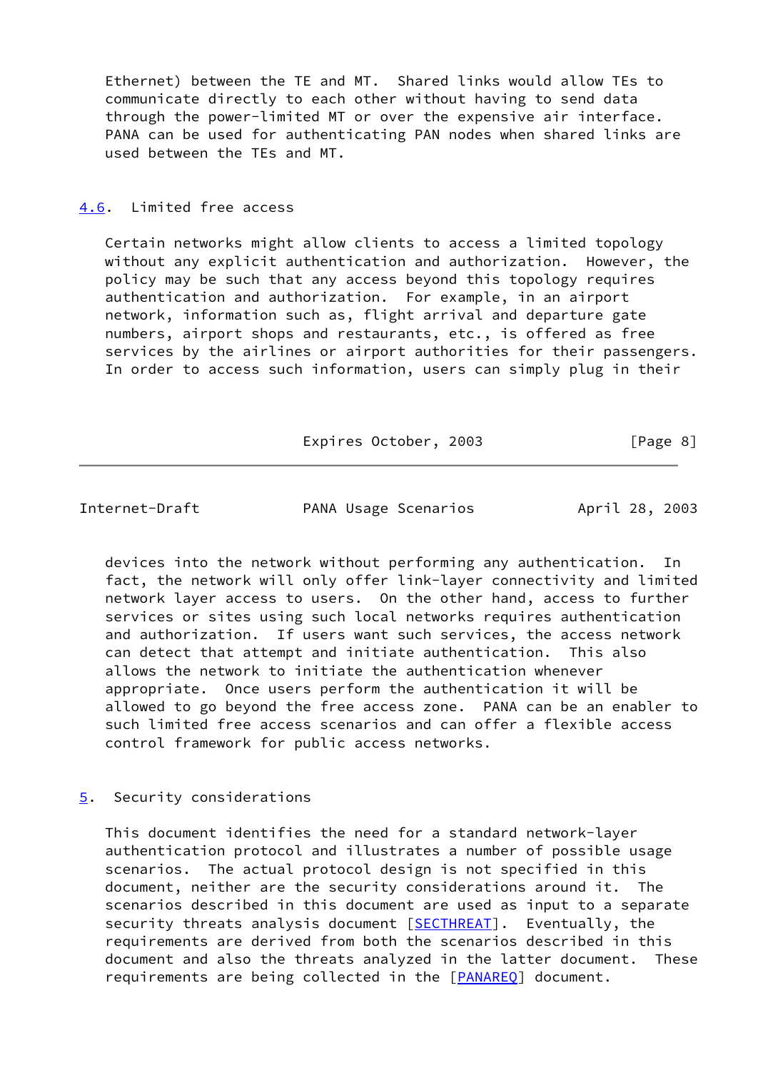Ethernet) between the TE and MT. Shared links would allow TEs to communicate directly to each other without having to send data through the power-limited MT or over the expensive air interface. PANA can be used for authenticating PAN nodes when shared links are used between the TEs and MT.

### 4.6. Limited free access

Certain networks might allow clients to access a limited topology without any explicit authentication and authorization. However, the policy may be such that any access beyond this topology requires authentication and authorization. For example, in an airport network, information such as, flight arrival and departure gate numbers, airport shops and restaurants, etc., is offered as free services by the airlines or airport authorities for their passengers. In order to access such information, users can simply plug in their devices into the network without performing any authentication. In fact, the network will only offer link-layer connectivity and limited network layer access to users. On the other hand, access to further services or sites using such local networks requires authentication and authorization. If users want such services, the access network can detect that attempt and initiate authentication. This also allows the network to initiate the authentication whenever appropriate. Once users perform the authentication it will be allowed to go beyond the free access zone. PANA can be an enabler to such limited free access scenarios and can offer a flexible access control framework for public access networks.

## 5. Security considerations

This document identifies the need for a standard network-layer authentication protocol and illustrates a number of possible usage scenarios. The actual protocol design is not specified in this document, neither are the security considerations around it. The scenarios described in this document are used as input to a separate security threats analysis document [SECTHREAT]. Eventually, the requirements are derived from both the scenarios described in this document and also the threats analyzed in the latter document. These requirements are being collected in the [PANAREQ] document.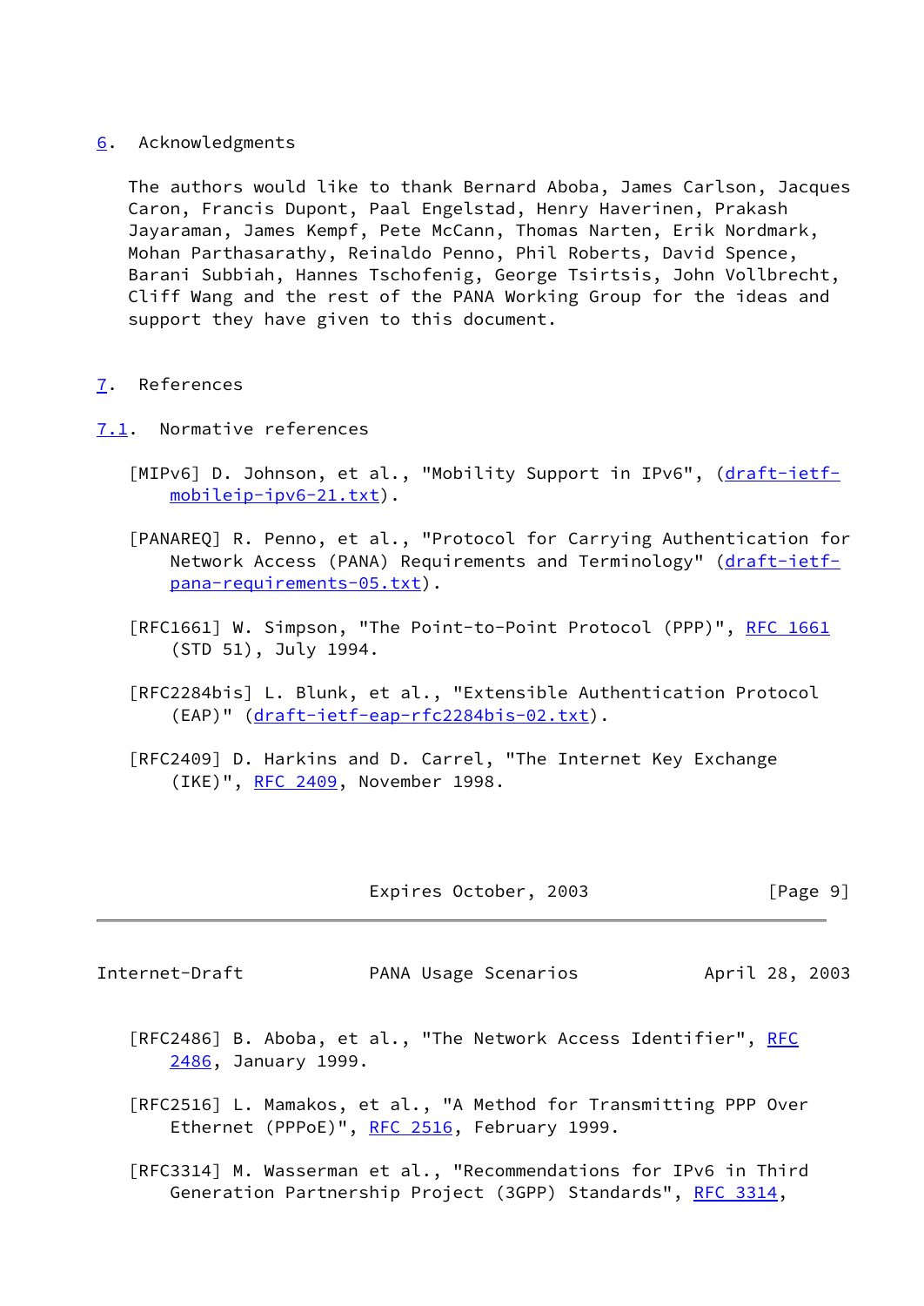## 6. Acknowledgments

The authors would like to thank Bernard Aboba, James Carlson, Jacques Caron, Francis Dupont, Paal Engelstad, Henry Haverinen, Prakash Jayaraman, James Kempf, Pete McCann, Thomas Narten, Erik Nordmark, Mohan Parthasarathy, Reinaldo Penno, Phil Roberts, David Spence, Barani Subbiah, Hannes Tschofenig, George Tsirtsis, John Vollbrecht, Cliff Wang and the rest of the PANA Working Group for the ideas and support they have given to this document.

## 7. References

### 7.1. Normative references

[MIPv6] D. Johnson, et al., "Mobility Support in IPv6", (draft-ietf-mobileip-ipv6-21.txt).

[PANAREQ] R. Penno, et al., "Protocol for Carrying Authentication for Network Access (PANA) Requirements and Terminology" (draft-ietf-pana-requirements-05.txt).

[RFC1661] W. Simpson, "The Point-to-Point Protocol (PPP)", RFC 1661 (STD 51), July 1994.

[RFC2284bis] L. Blunk, et al., "Extensible Authentication Protocol (EAP)" (draft-ietf-eap-rfc2284bis-02.txt).

[RFC2409] D. Harkins and D. Carrel, "The Internet Key Exchange (IKE)", RFC 2409, November 1998.

[RFC2486] B. Aboba, et al., "The Network Access Identifier", RFC 2486, January 1999.

[RFC2516] L. Mamakos, et al., "A Method for Transmitting PPP Over Ethernet (PPPoE)", RFC 2516, February 1999.

[RFC3314] M. Wasserman et al., "Recommendations for IPv6 in Third Generation Partnership Project (3GPP) Standards", RFC 3314,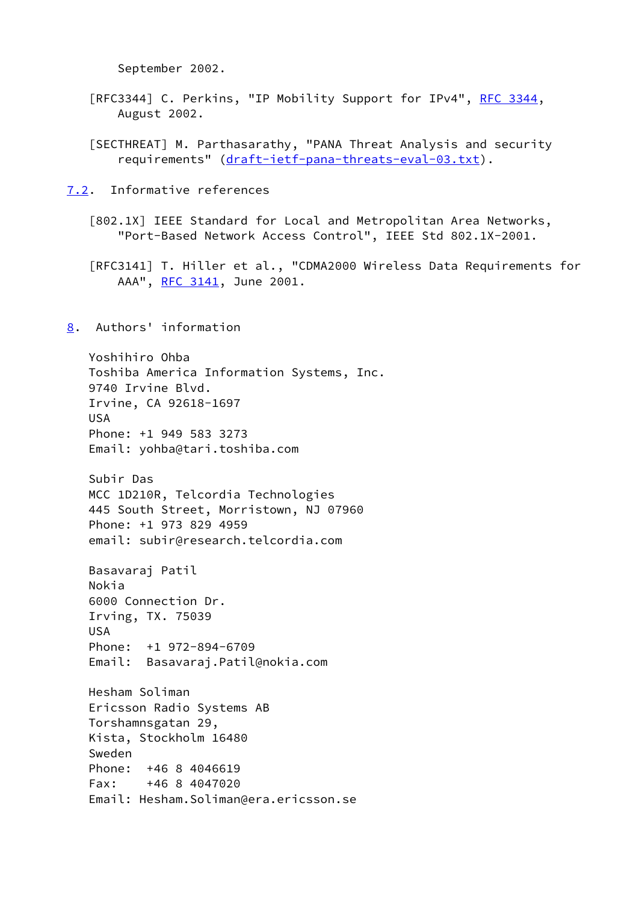September 2002.

[RFC3344] C. Perkins, "IP Mobility Support for IPv4", RFC 3344, August 2002.

[SECTHREAT] M. Parthasarathy, "PANA Threat Analysis and security requirements" (draft-ietf-pana-threats-eval-03.txt).

### 7.2. Informative references

[802.1X] IEEE Standard for Local and Metropolitan Area Networks, "Port-Based Network Access Control", IEEE Std 802.1X-2001.

[RFC3141] T. Hiller et al., "CDMA2000 Wireless Data Requirements for AAA", RFC 3141, June 2001.

## 8. Authors' information

Yoshihiro Ohba
Toshiba America Information Systems, Inc.
9740 Irvine Blvd.
Irvine, CA 92618-1697
USA
Phone: +1 949 583 3273
Email: yohba@tari.toshiba.com

Subir Das
MCC 1D210R, Telcordia Technologies
445 South Street, Morristown, NJ 07960
Phone: +1 973 829 4959
email: subir@research.telcordia.com

Basavaraj Patil
Nokia
6000 Connection Dr.
Irving, TX. 75039
USA
Phone: +1 972-894-6709
Email: Basavaraj.Patil@nokia.com

Hesham Soliman
Ericsson Radio Systems AB
Torshamnsgatan 29,
Kista, Stockholm 16480
Sweden
Phone: +46 8 4046619
Fax: +46 8 4047020
Email: Hesham.Soliman@era.ericsson.se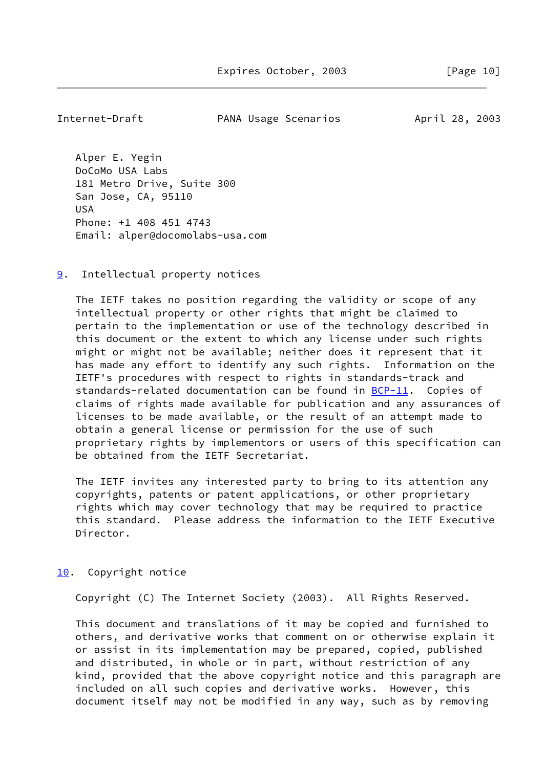Alper E. Yegin
DoCoMo USA Labs
181 Metro Drive, Suite 300
San Jose, CA, 95110
USA
Phone: +1 408 451 4743
Email: alper@docomolabs-usa.com

## 9. Intellectual property notices

The IETF takes no position regarding the validity or scope of any intellectual property or other rights that might be claimed to pertain to the implementation or use of the technology described in this document or the extent to which any license under such rights might or might not be available; neither does it represent that it has made any effort to identify any such rights. Information on the IETF's procedures with respect to rights in standards-track and standards-related documentation can be found in BCP-11. Copies of claims of rights made available for publication and any assurances of licenses to be made available, or the result of an attempt made to obtain a general license or permission for the use of such proprietary rights by implementors or users of this specification can be obtained from the IETF Secretariat.

The IETF invites any interested party to bring to its attention any copyrights, patents or patent applications, or other proprietary rights which may cover technology that may be required to practice this standard. Please address the information to the IETF Executive Director.

## 10. Copyright notice

Copyright (C) The Internet Society (2003). All Rights Reserved.

This document and translations of it may be copied and furnished to others, and derivative works that comment on or otherwise explain it or assist in its implementation may be prepared, copied, published and distributed, in whole or in part, without restriction of any kind, provided that the above copyright notice and this paragraph are included on all such copies and derivative works. However, this document itself may not be modified in any way, such as by removing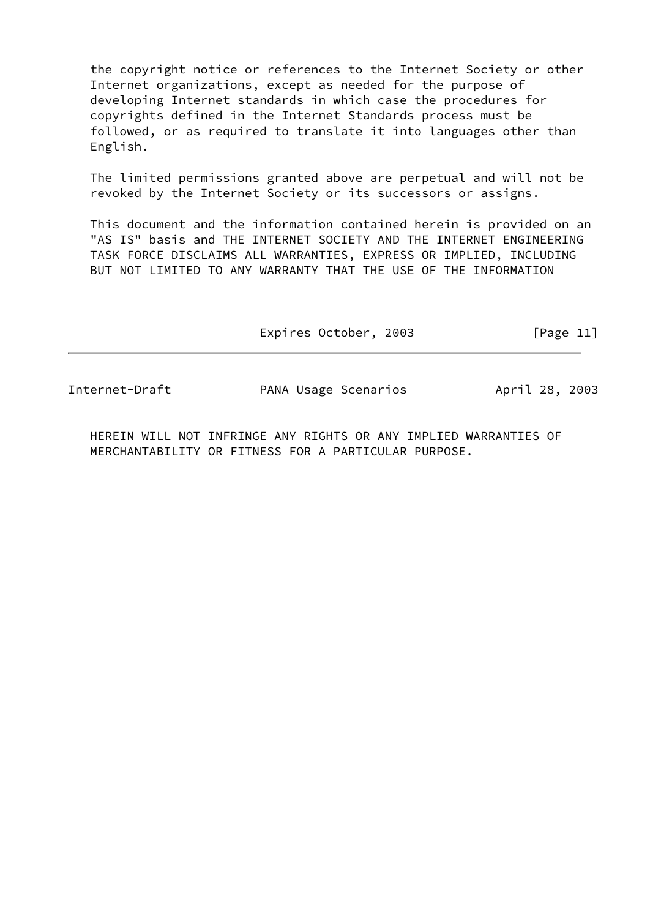the copyright notice or references to the Internet Society or other Internet organizations, except as needed for the purpose of developing Internet standards in which case the procedures for copyrights defined in the Internet Standards process must be followed, or as required to translate it into languages other than English.

The limited permissions granted above are perpetual and will not be revoked by the Internet Society or its successors or assigns.

This document and the information contained herein is provided on an "AS IS" basis and THE INTERNET SOCIETY AND THE INTERNET ENGINEERING TASK FORCE DISCLAIMS ALL WARRANTIES, EXPRESS OR IMPLIED, INCLUDING BUT NOT LIMITED TO ANY WARRANTY THAT THE USE OF THE INFORMATION HEREIN WILL NOT INFRINGE ANY RIGHTS OR ANY IMPLIED WARRANTIES OF MERCHANTABILITY OR FITNESS FOR A PARTICULAR PURPOSE.